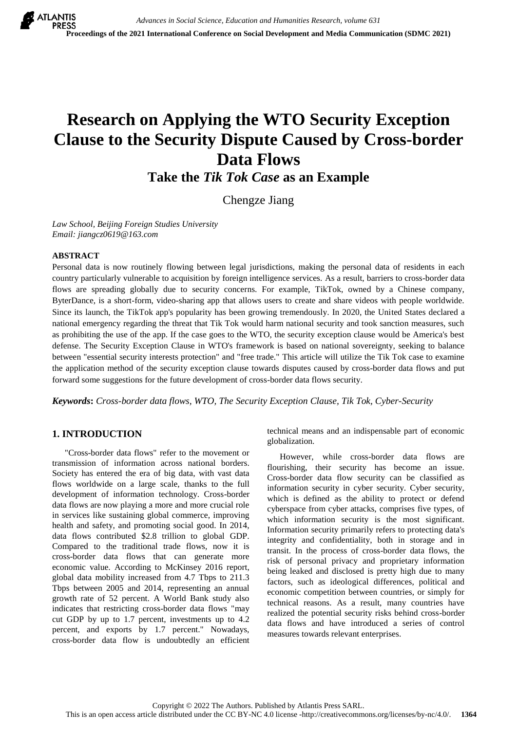# Research on Applying the WTO Security Exception Clause to the Security Dispute Caused by Cross-border Data Flows

## Take the *Tik Tok Case* as an Example

Chengze Jiang

*Law School, Beijing Foreign Studies University*
*Email: jiangcz0619@163.com*

**ABSTRACT**

Personal data is now routinely flowing between legal jurisdictions, making the personal data of residents in each country particularly vulnerable to acquisition by foreign intelligence services. As a result, barriers to cross-border data flows are spreading globally due to security concerns. For example, TikTok, owned by a Chinese company, ByterDance, is a short-form, video-sharing app that allows users to create and share videos with people worldwide. Since its launch, the TikTok app's popularity has been growing tremendously. In 2020, the United States declared a national emergency regarding the threat that Tik Tok would harm national security and took sanction measures, such as prohibiting the use of the app. If the case goes to the WTO, the security exception clause would be America's best defense. The Security Exception Clause in WTO's framework is based on national sovereignty, seeking to balance between "essential security interests protection" and "free trade." This article will utilize the Tik Tok case to examine the application method of the security exception clause towards disputes caused by cross-border data flows and put forward some suggestions for the future development of cross-border data flows security.

***Keywords*:** *Cross-border data flows, WTO, The Security Exception Clause, Tik Tok, Cyber-Security*

## 1. INTRODUCTION

"Cross-border data flows" refer to the movement or transmission of information across national borders. Society has entered the era of big data, with vast data flows worldwide on a large scale, thanks to the full development of information technology. Cross-border data flows are now playing a more and more crucial role in services like sustaining global commerce, improving health and safety, and promoting social good. In 2014, data flows contributed $2.8 trillion to global GDP. Compared to the traditional trade flows, now it is cross-border data flows that can generate more economic value. According to McKinsey 2016 report, global data mobility increased from 4.7 Tbps to 211.3 Tbps between 2005 and 2014, representing an annual growth rate of 52 percent. A World Bank study also indicates that restricting cross-border data flows "may cut GDP by up to 1.7 percent, investments up to 4.2 percent, and exports by 1.7 percent." Nowadays, cross-border data flow is undoubtedly an efficient technical means and an indispensable part of economic globalization.

However, while cross-border data flows are flourishing, their security has become an issue. Cross-border data flow security can be classified as information security in cyber security. Cyber security, which is defined as the ability to protect or defend cyberspace from cyber attacks, comprises five types, of which information security is the most significant. Information security primarily refers to protecting data's integrity and confidentiality, both in storage and in transit. In the process of cross-border data flows, the risk of personal privacy and proprietary information being leaked and disclosed is pretty high due to many factors, such as ideological differences, political and economic competition between countries, or simply for technical reasons. As a result, many countries have realized the potential security risks behind cross-border data flows and have introduced a series of control measures towards relevant enterprises.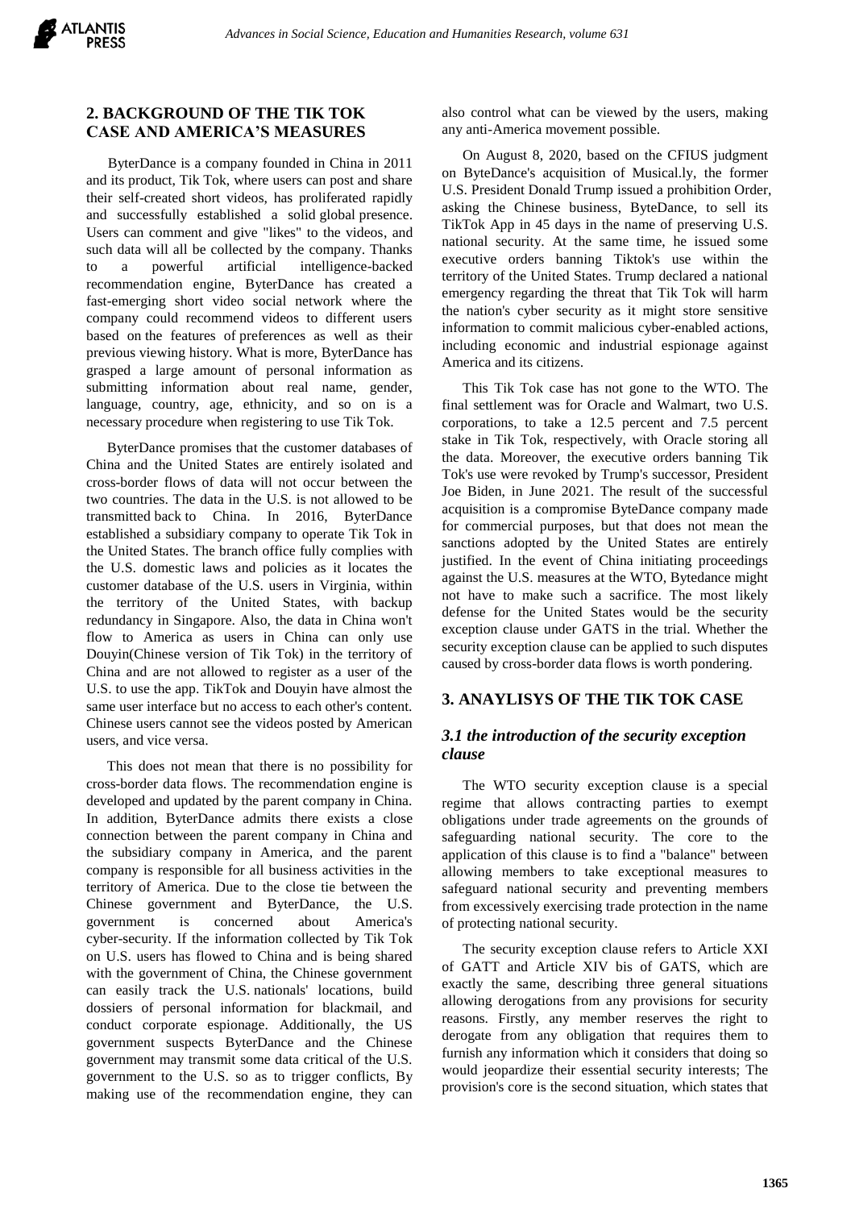## 2. BACKGROUND OF THE TIK TOK CASE AND AMERICA'S MEASURES

ByterDance is a company founded in China in 2011 and its product, Tik Tok, where users can post and share their self-created short videos, has proliferated rapidly and successfully established a solid global presence. Users can comment and give "likes" to the videos, and such data will all be collected by the company. Thanks to a powerful artificial intelligence-backed recommendation engine, ByterDance has created a fast-emerging short video social network where the company could recommend videos to different users based on the features of preferences as well as their previous viewing history. What is more, ByterDance has grasped a large amount of personal information as submitting information about real name, gender, language, country, age, ethnicity, and so on is a necessary procedure when registering to use Tik Tok.

ByterDance promises that the customer databases of China and the United States are entirely isolated and cross-border flows of data will not occur between the two countries. The data in the U.S. is not allowed to be transmitted back to China. In 2016, ByterDance established a subsidiary company to operate Tik Tok in the United States. The branch office fully complies with the U.S. domestic laws and policies as it locates the customer database of the U.S. users in Virginia, within the territory of the United States, with backup redundancy in Singapore. Also, the data in China won't flow to America as users in China can only use Douyin(Chinese version of Tik Tok) in the territory of China and are not allowed to register as a user of the U.S. to use the app. TikTok and Douyin have almost the same user interface but no access to each other's content. Chinese users cannot see the videos posted by American users, and vice versa.

This does not mean that there is no possibility for cross-border data flows. The recommendation engine is developed and updated by the parent company in China. In addition, ByterDance admits there exists a close connection between the parent company in China and the subsidiary company in America, and the parent company is responsible for all business activities in the territory of America. Due to the close tie between the Chinese government and ByterDance, the U.S. government is concerned about America's cyber-security. If the information collected by Tik Tok on U.S. users has flowed to China and is being shared with the government of China, the Chinese government can easily track the U.S. nationals' locations, build dossiers of personal information for blackmail, and conduct corporate espionage. Additionally, the US government suspects ByteDance and the Chinese government may transmit some data critical of the U.S. government to the U.S. so as to trigger conflicts, By making use of the recommendation engine, they can also control what can be viewed by the users, making any anti-America movement possible.

On August 8, 2020, based on the CFIUS judgment on ByteDance's acquisition of Musical.ly, the former U.S. President Donald Trump issued a prohibition Order, asking the Chinese business, ByteDance, to sell its TikTok App in 45 days in the name of preserving U.S. national security. At the same time, he issued some executive orders banning Tiktok's use within the territory of the United States. Trump declared a national emergency regarding the threat that Tik Tok will harm the nation's cyber security as it might store sensitive information to commit malicious cyber-enabled actions, including economic and industrial espionage against America and its citizens.

This Tik Tok case has not gone to the WTO. The final settlement was for Oracle and Walmart, two U.S. corporations, to take a 12.5 percent and 7.5 percent stake in Tik Tok, respectively, with Oracle storing all the data. Moreover, the executive orders banning Tik Tok's use were revoked by Trump's successor, President Joe Biden, in June 2021. The result of the successful acquisition is a compromise ByteDance company made for commercial purposes, but that does not mean the sanctions adopted by the United States are entirely justified. In the event of China initiating proceedings against the U.S. measures at the WTO, Bytedance might not have to make such a sacrifice. The most likely defense for the United States would be the security exception clause under GATS in the trial. Whether the security exception clause can be applied to such disputes caused by cross-border data flows is worth pondering.

## 3. ANAYLISYS OF THE TIK TOK CASE

### *3.1 the introduction of the security exception clause*

The WTO security exception clause is a special regime that allows contracting parties to exempt obligations under trade agreements on the grounds of safeguarding national security. The core to the application of this clause is to find a "balance" between allowing members to take exceptional measures to safeguard national security and preventing members from excessively exercising trade protection in the name of protecting national security.

The security exception clause refers to Article XXI of GATT and Article XIV bis of GATS, which are exactly the same, describing three general situations allowing derogations from any provisions for security reasons. Firstly, any member reserves the right to derogate from any obligation that requires them to furnish any information which it considers that doing so would jeopardize their essential security interests; The provision's core is the second situation, which states that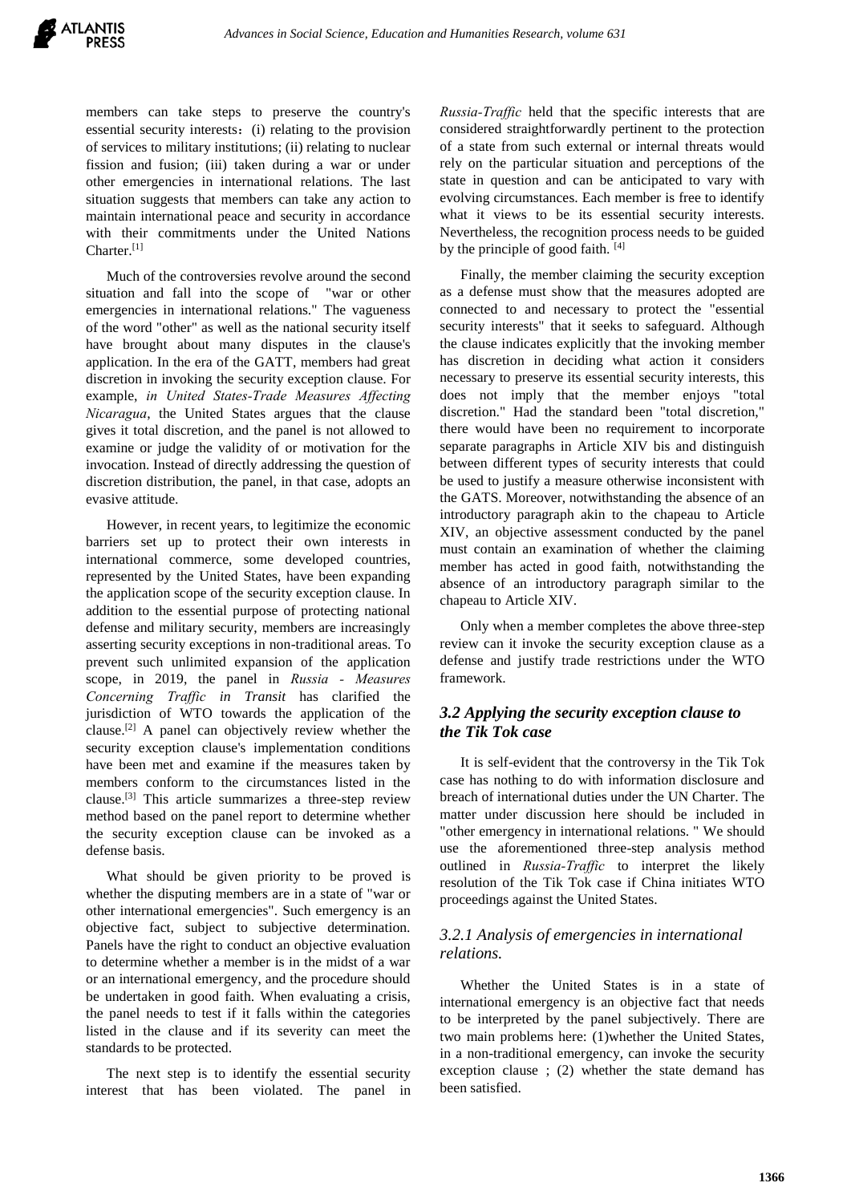members can take steps to preserve the country's essential security interests：(i) relating to the provision of services to military institutions; (ii) relating to nuclear fission and fusion; (iii) taken during a war or under other emergencies in international relations. The last situation suggests that members can take any action to maintain international peace and security in accordance with their commitments under the United Nations Charter.[1]

Much of the controversies revolve around the second situation and fall into the scope of "war or other emergencies in international relations." The vagueness of the word "other" as well as the national security itself have brought about many disputes in the clause's application. In the era of the GATT, members had great discretion in invoking the security exception clause. For example, *in United States-Trade Measures Affecting Nicaragua*, the United States argues that the clause gives it total discretion, and the panel is not allowed to examine or judge the validity of or motivation for the invocation. Instead of directly addressing the question of discretion distribution, the panel, in that case, adopts an evasive attitude.

However, in recent years, to legitimize the economic barriers set up to protect their own interests in international commerce, some developed countries, represented by the United States, have been expanding the application scope of the security exception clause. In addition to the essential purpose of protecting national defense and military security, members are increasingly asserting security exceptions in non-traditional areas. To prevent such unlimited expansion of the application scope, in 2019, the panel in *Russia - Measures Concerning Traffic in Transit* has clarified the jurisdiction of WTO towards the application of the clause.[2] A panel can objectively review whether the security exception clause's implementation conditions have been met and examine if the measures taken by members conform to the circumstances listed in the clause.[3] This article summarizes a three-step review method based on the panel report to determine whether the security exception clause can be invoked as a defense basis.

What should be given priority to be proved is whether the disputing members are in a state of "war or other international emergencies". Such emergency is an objective fact, subject to subjective determination. Panels have the right to conduct an objective evaluation to determine whether a member is in the midst of a war or an international emergency, and the procedure should be undertaken in good faith. When evaluating a crisis, the panel needs to test if it falls within the categories listed in the clause and if its severity can meet the standards to be protected.

The next step is to identify the essential security interest that has been violated. The panel in *Russia-Traffic* held that the specific interests that are considered straightforwardly pertinent to the protection of a state from such external or internal threats would rely on the particular situation and perceptions of the state in question and can be anticipated to vary with evolving circumstances. Each member is free to identify what it views to be its essential security interests. Nevertheless, the recognition process needs to be guided by the principle of good faith. [4]

Finally, the member claiming the security exception as a defense must show that the measures adopted are connected to and necessary to protect the "essential security interests" that it seeks to safeguard. Although the clause indicates explicitly that the invoking member has discretion in deciding what action it considers necessary to preserve its essential security interests, this does not imply that the member enjoys "total discretion." Had the standard been "total discretion," there would have been no requirement to incorporate separate paragraphs in Article XIV bis and distinguish between different types of security interests that could be used to justify a measure otherwise inconsistent with the GATS. Moreover, notwithstanding the absence of an introductory paragraph akin to the chapeau to Article XIV, an objective assessment conducted by the panel must contain an examination of whether the claiming member has acted in good faith, notwithstanding the absence of an introductory paragraph similar to the chapeau to Article XIV.

Only when a member completes the above three-step review can it invoke the security exception clause as a defense and justify trade restrictions under the WTO framework.

### *3.2 Applying the security exception clause to the Tik Tok case*

It is self-evident that the controversy in the Tik Tok case has nothing to do with information disclosure and breach of international duties under the UN Charter. The matter under discussion here should be included in "other emergency in international relations. " We should use the aforementioned three-step analysis method outlined in *Russia-Traffic* to interpret the likely resolution of the Tik Tok case if China initiates WTO proceedings against the United States.

#### *3.2.1 Analysis of emergencies in international relations.*

Whether the United States is in a state of international emergency is an objective fact that needs to be interpreted by the panel subjectively. There are two main problems here: (1)whether the United States, in a non-traditional emergency, can invoke the security exception clause ; (2) whether the state demand has been satisfied.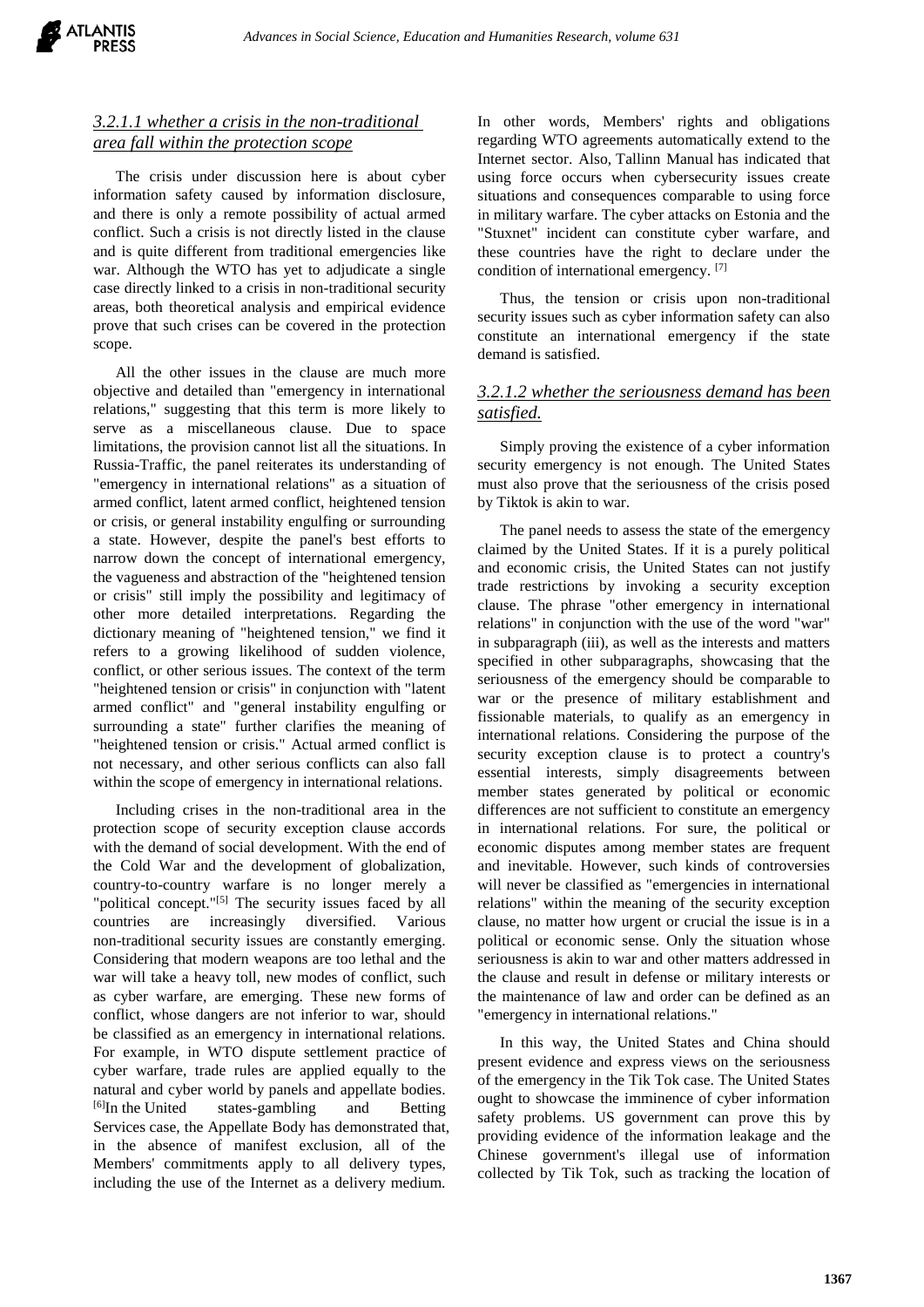#### *3.2.1.1 whether a crisis in the non-traditional area fall within the protection scope*

The crisis under discussion here is about cyber information safety caused by information disclosure, and there is only a remote possibility of actual armed conflict. Such a crisis is not directly listed in the clause and is quite different from traditional emergencies like war. Although the WTO has yet to adjudicate a single case directly linked to a crisis in non-traditional security areas, both theoretical analysis and empirical evidence prove that such crises can be covered in the protection scope.

All the other issues in the clause are much more objective and detailed than "emergency in international relations," suggesting that this term is more likely to serve as a miscellaneous clause. Due to space limitations, the provision cannot list all the situations. In Russia-Traffic, the panel reiterates its understanding of "emergency in international relations" as a situation of armed conflict, latent armed conflict, heightened tension or crisis, or general instability engulfing or surrounding a state. However, despite the panel's best efforts to narrow down the concept of international emergency, the vagueness and abstraction of the "heightened tension or crisis" still imply the possibility and legitimacy of other more detailed interpretations. Regarding the dictionary meaning of "heightened tension," we find it refers to a growing likelihood of sudden violence, conflict, or other serious issues. The context of the term "heightened tension or crisis" in conjunction with "latent armed conflict" and "general instability engulfing or surrounding a state" further clarifies the meaning of "heightened tension or crisis." Actual armed conflict is not necessary, and other serious conflicts can also fall within the scope of emergency in international relations.

Including crises in the non-traditional area in the protection scope of security exception clause accords with the demand of social development. With the end of the Cold War and the development of globalization, country-to-country warfare is no longer merely a "political concept."[5] The security issues faced by all countries are increasingly diversified. Various non-traditional security issues are constantly emerging. Considering that modern weapons are too lethal and the war will take a heavy toll, new modes of conflict, such as cyber warfare, are emerging. These new forms of conflict, whose dangers are not inferior to war, should be classified as an emergency in international relations. For example, in WTO dispute settlement practice of cyber warfare, trade rules are applied equally to the natural and cyber world by panels and appellate bodies. [6]In the United states-gambling and Betting Services case, the Appellate Body has demonstrated that, in the absence of manifest exclusion, all of the Members' commitments apply to all delivery types, including the use of the Internet as a delivery medium. In other words, Members' rights and obligations regarding WTO agreements automatically extend to the Internet sector. Also, Tallinn Manual has indicated that using force occurs when cybersecurity issues create situations and consequences comparable to using force in military warfare. The cyber attacks on Estonia and the "Stuxnet" incident can constitute cyber warfare, and these countries have the right to declare under the condition of international emergency. [7]

Thus, the tension or crisis upon non-traditional security issues such as cyber information safety can also constitute an international emergency if the state demand is satisfied.

#### *3.2.1.2 whether the seriousness demand has been satisfied.*

Simply proving the existence of a cyber information security emergency is not enough. The United States must also prove that the seriousness of the crisis posed by Tiktok is akin to war.

The panel needs to assess the state of the emergency claimed by the United States. If it is a purely political and economic crisis, the United States can not justify trade restrictions by invoking a security exception clause. The phrase "other emergency in international relations" in conjunction with the use of the word "war" in subparagraph (iii), as well as the interests and matters specified in other subparagraphs, showcasing that the seriousness of the emergency should be comparable to war or the presence of military establishment and fissionable materials, to qualify as an emergency in international relations. Considering the purpose of the security exception clause is to protect a country's essential interests, simply disagreements between member states generated by political or economic differences are not sufficient to constitute an emergency in international relations. For sure, the political or economic disputes among member states are frequent and inevitable. However, such kinds of controversies will never be classified as "emergencies in international relations" within the meaning of the security exception clause, no matter how urgent or crucial the issue is in a political or economic sense. Only the situation whose seriousness is akin to war and other matters addressed in the clause and result in defense or military interests or the maintenance of law and order can be defined as an "emergency in international relations."

In this way, the United States and China should present evidence and express views on the seriousness of the emergency in the Tik Tok case. The United States ought to showcase the imminence of cyber information safety problems. US government can prove this by providing evidence of the information leakage and the Chinese government's illegal use of information collected by Tik Tok, such as tracking the location of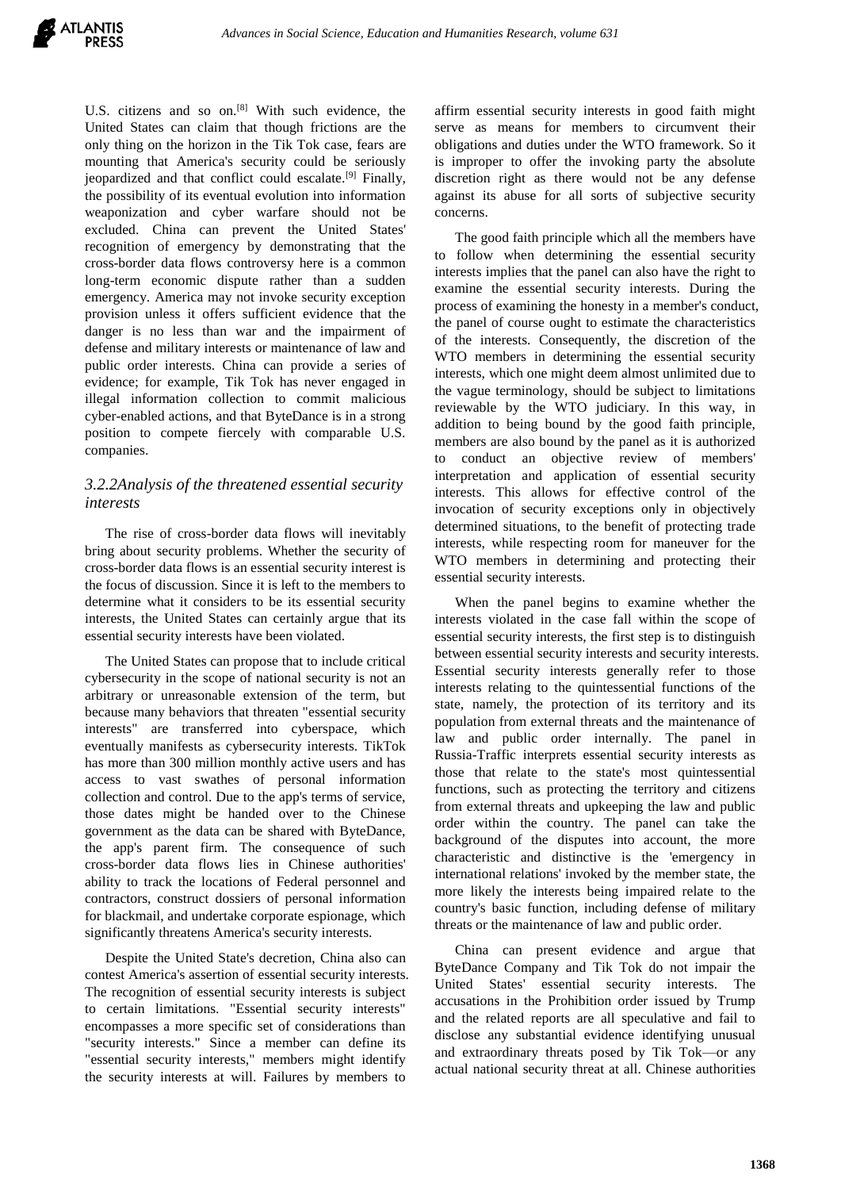U.S. citizens and so on.[8] With such evidence, the United States can claim that though frictions are the only thing on the horizon in the Tik Tok case, fears are mounting that America's security could be seriously jeopardized and that conflict could escalate.[9] Finally, the possibility of its eventual evolution into information weaponization and cyber warfare should not be excluded. China can prevent the United States' recognition of emergency by demonstrating that the cross-border data flows controversy here is a common long-term economic dispute rather than a sudden emergency. America may not invoke security exception provision unless it offers sufficient evidence that the danger is no less than war and the impairment of defense and military interests or maintenance of law and public order interests. China can provide a series of evidence; for example, Tik Tok has never engaged in illegal information collection to commit malicious cyber-enabled actions, and that ByteDance is in a strong position to compete fiercely with comparable U.S. companies.

### *3.2.2Analysis of the threatened essential security interests*

The rise of cross-border data flows will inevitably bring about security problems. Whether the security of cross-border data flows is an essential security interest is the focus of discussion. Since it is left to the members to determine what it considers to be its essential security interests, the United States can certainly argue that its essential security interests have been violated.

The United States can propose that to include critical cybersecurity in the scope of national security is not an arbitrary or unreasonable extension of the term, but because many behaviors that threaten "essential security interests" are transferred into cyberspace, which eventually manifests as cybersecurity interests. TikTok has more than 300 million monthly active users and has access to vast swathes of personal information collection and control. Due to the app's terms of service, those dates might be handed over to the Chinese government as the data can be shared with ByteDance, the app's parent firm. The consequence of such cross-border data flows lies in Chinese authorities' ability to track the locations of Federal personnel and contractors, construct dossiers of personal information for blackmail, and undertake corporate espionage, which significantly threatens America's security interests.

Despite the United State's decretion, China also can contest America's assertion of essential security interests. The recognition of essential security interests is subject to certain limitations. "Essential security interests" encompasses a more specific set of considerations than "security interests." Since a member can define its "essential security interests," members might identify the security interests at will. Failures by members to affirm essential security interests in good faith might serve as means for members to circumvent their obligations and duties under the WTO framework. So it is improper to offer the invoking party the absolute discretion right as there would not be any defense against its abuse for all sorts of subjective security concerns.

The good faith principle which all the members have to follow when determining the essential security interests implies that the panel can also have the right to examine the essential security interests. During the process of examining the honesty in a member's conduct, the panel of course ought to estimate the characteristics of the interests. Consequently, the discretion of the WTO members in determining the essential security interests, which one might deem almost unlimited due to the vague terminology, should be subject to limitations reviewable by the WTO judiciary. In this way, in addition to being bound by the good faith principle, members are also bound by the panel as it is authorized to conduct an objective review of members' interpretation and application of essential security interests. This allows for effective control of the invocation of security exceptions only in objectively determined situations, to the benefit of protecting trade interests, while respecting room for maneuver for the WTO members in determining and protecting their essential security interests.

When the panel begins to examine whether the interests violated in the case fall within the scope of essential security interests, the first step is to distinguish between essential security interests and security interests. Essential security interests generally refer to those interests relating to the quintessential functions of the state, namely, the protection of its territory and its population from external threats and the maintenance of law and public order internally. The panel in Russia-Traffic interprets essential security interests as those that relate to the state's most quintessential functions, such as protecting the territory and citizens from external threats and upkeeping the law and public order within the country. The panel can take the background of the disputes into account, the more characteristic and distinctive is the 'emergency in international relations' invoked by the member state, the more likely the interests being impaired relate to the country's basic function, including defense of military threats or the maintenance of law and public order.

China can present evidence and argue that ByteDance Company and Tik Tok do not impair the United States' essential security interests. The accusations in the Prohibition order issued by Trump and the related reports are all speculative and fail to disclose any substantial evidence identifying unusual and extraordinary threats posed by Tik Tok—or any actual national security threat at all. Chinese authorities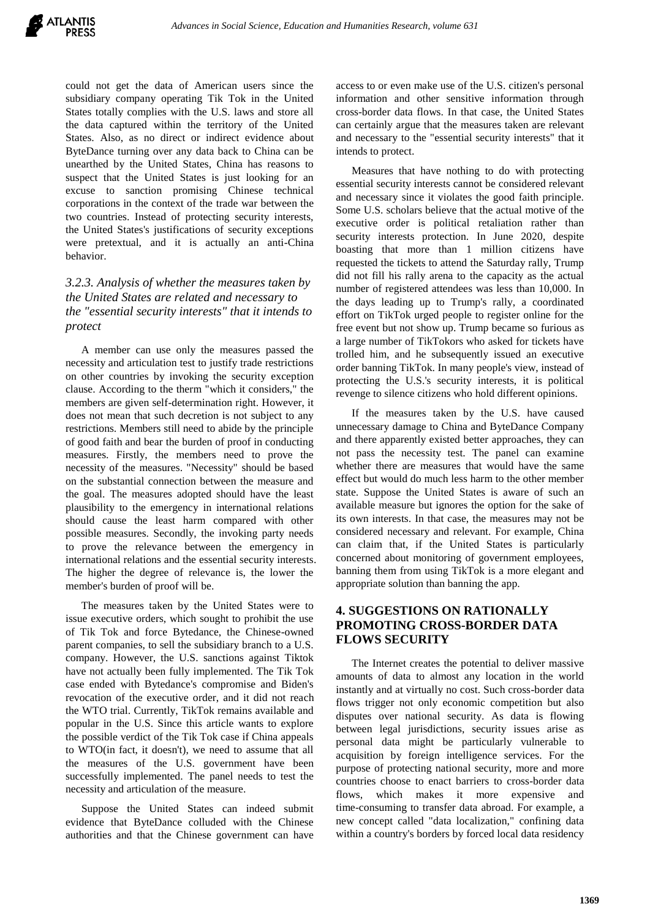could not get the data of American users since the subsidiary company operating Tik Tok in the United States totally complies with the U.S. laws and store all the data captured within the territory of the United States. Also, as no direct or indirect evidence about ByteDance turning over any data back to China can be unearthed by the United States, China has reasons to suspect that the United States is just looking for an excuse to sanction promising Chinese technical corporations in the context of the trade war between the two countries. Instead of protecting security interests, the United States's justifications of security exceptions were pretextual, and it is actually an anti-China behavior.

### *3.2.3. Analysis of whether the measures taken by the United States are related and necessary to the "essential security interests" that it intends to protect*

A member can use only the measures passed the necessity and articulation test to justify trade restrictions on other countries by invoking the security exception clause. According to the therm "which it considers," the members are given self-determination right. However, it does not mean that such decretion is not subject to any restrictions. Members still need to abide by the principle of good faith and bear the burden of proof in conducting measures. Firstly, the members need to prove the necessity of the measures. "Necessity" should be based on the substantial connection between the measure and the goal. The measures adopted should have the least plausibility to the emergency in international relations should cause the least harm compared with other possible measures. Secondly, the invoking party needs to prove the relevance between the emergency in international relations and the essential security interests. The higher the degree of relevance is, the lower the member's burden of proof will be.

The measures taken by the United States were to issue executive orders, which sought to prohibit the use of Tik Tok and force Bytedance, the Chinese-owned parent companies, to sell the subsidiary branch to a U.S. company. However, the U.S. sanctions against Tiktok have not actually been fully implemented. The Tik Tok case ended with Bytedance's compromise and Biden's revocation of the executive order, and it did not reach the WTO trial. Currently, TikTok remains available and popular in the U.S. Since this article wants to explore the possible verdict of the Tik Tok case if China appeals to WTO(in fact, it doesn't), we need to assume that all the measures of the U.S. government have been successfully implemented. The panel needs to test the necessity and articulation of the measure.

Suppose the United States can indeed submit evidence that ByteDance colluded with the Chinese authorities and that the Chinese government can have access to or even make use of the U.S. citizen's personal information and other sensitive information through cross-border data flows. In that case, the United States can certainly argue that the measures taken are relevant and necessary to the "essential security interests" that it intends to protect.

Measures that have nothing to do with protecting essential security interests cannot be considered relevant and necessary since it violates the good faith principle. Some U.S. scholars believe that the actual motive of the executive order is political retaliation rather than security interests protection. In June 2020, despite boasting that more than 1 million citizens have requested the tickets to attend the Saturday rally, Trump did not fill his rally arena to the capacity as the actual number of registered attendees was less than 10,000. In the days leading up to Trump's rally, a coordinated effort on TikTok urged people to register online for the free event but not show up. Trump became so furious as a large number of TikTokors who asked for tickets have trolled him, and he subsequently issued an executive order banning TikTok. In many people's view, instead of protecting the U.S.'s security interests, it is political revenge to silence citizens who hold different opinions.

If the measures taken by the U.S. have caused unnecessary damage to China and ByteDance Company and there apparently existed better approaches, they can not pass the necessity test. The panel can examine whether there are measures that would have the same effect but would do much less harm to the other member state. Suppose the United States is aware of such an available measure but ignores the option for the sake of its own interests. In that case, the measures may not be considered necessary and relevant. For example, China can claim that, if the United States is particularly concerned about monitoring of government employees, banning them from using TikTok is a more elegant and appropriate solution than banning the app.

## 4. SUGGESTIONS ON RATIONALLY PROMOTING CROSS-BORDER DATA FLOWS SECURITY

The Internet creates the potential to deliver massive amounts of data to almost any location in the world instantly and at virtually no cost. Such cross-border data flows trigger not only economic competition but also disputes over national security. As data is flowing between legal jurisdictions, security issues arise as personal data might be particularly vulnerable to acquisition by foreign intelligence services. For the purpose of protecting national security, more and more countries choose to enact barriers to cross-border data flows, which makes it more expensive and time-consuming to transfer data abroad. For example, a new concept called "data localization," confining data within a country's borders by forced local data residency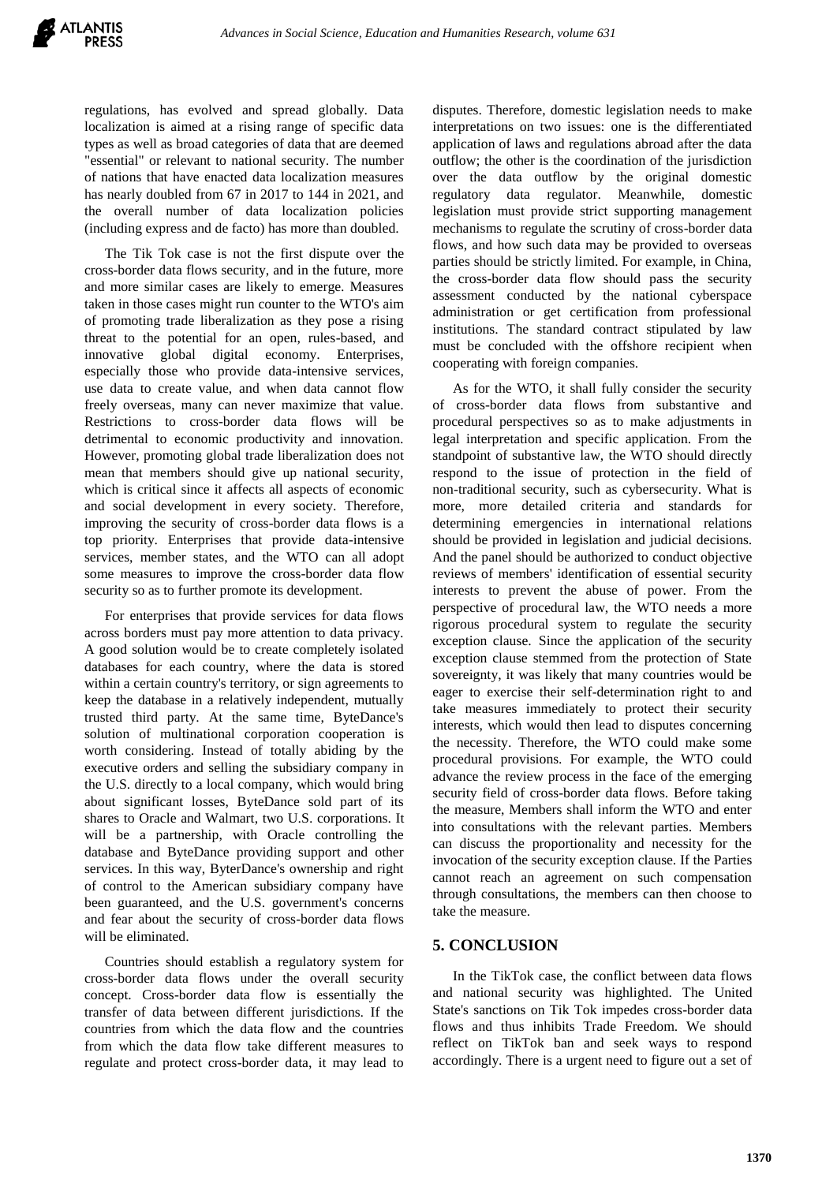regulations, has evolved and spread globally. Data localization is aimed at a rising range of specific data types as well as broad categories of data that are deemed "essential" or relevant to national security. The number of nations that have enacted data localization measures has nearly doubled from 67 in 2017 to 144 in 2021, and the overall number of data localization policies (including express and de facto) has more than doubled.

The Tik Tok case is not the first dispute over the cross-border data flows security, and in the future, more and more similar cases are likely to emerge. Measures taken in those cases might run counter to the WTO's aim of promoting trade liberalization as they pose a rising threat to the potential for an open, rules-based, and innovative global digital economy. Enterprises, especially those who provide data-intensive services, use data to create value, and when data cannot flow freely overseas, many can never maximize that value. Restrictions to cross-border data flows will be detrimental to economic productivity and innovation. However, promoting global trade liberalization does not mean that members should give up national security, which is critical since it affects all aspects of economic and social development in every society. Therefore, improving the security of cross-border data flows is a top priority. Enterprises that provide data-intensive services, member states, and the WTO can all adopt some measures to improve the cross-border data flow security so as to further promote its development.

For enterprises that provide services for data flows across borders must pay more attention to data privacy. A good solution would be to create completely isolated databases for each country, where the data is stored within a certain country's territory, or sign agreements to keep the database in a relatively independent, mutually trusted third party. At the same time, ByteDance's solution of multinational corporation cooperation is worth considering. Instead of totally abiding by the executive orders and selling the subsidiary company in the U.S. directly to a local company, which would bring about significant losses, ByteDance sold part of its shares to Oracle and Walmart, two U.S. corporations. It will be a partnership, with Oracle controlling the database and ByteDance providing support and other services. In this way, ByterDance's ownership and right of control to the American subsidiary company have been guaranteed, and the U.S. government's concerns and fear about the security of cross-border data flows will be eliminated.

Countries should establish a regulatory system for cross-border data flows under the overall security concept. Cross-border data flow is essentially the transfer of data between different jurisdictions. If the countries from which the data flow and the countries from which the data flow take different measures to regulate and protect cross-border data, it may lead to disputes. Therefore, domestic legislation needs to make interpretations on two issues: one is the differentiated application of laws and regulations abroad after the data outflow; the other is the coordination of the jurisdiction over the data outflow by the original domestic regulatory data regulator. Meanwhile, domestic legislation must provide strict supporting management mechanisms to regulate the scrutiny of cross-border data flows, and how such data may be provided to overseas parties should be strictly limited. For example, in China, the cross-border data flow should pass the security assessment conducted by the national cyberspace administration or get certification from professional institutions. The standard contract stipulated by law must be concluded with the offshore recipient when cooperating with foreign companies.

As for the WTO, it shall fully consider the security of cross-border data flows from substantive and procedural perspectives so as to make adjustments in legal interpretation and specific application. From the standpoint of substantive law, the WTO should directly respond to the issue of protection in the field of non-traditional security, such as cybersecurity. What is more, more detailed criteria and standards for determining emergencies in international relations should be provided in legislation and judicial decisions. And the panel should be authorized to conduct objective reviews of members' identification of essential security interests to prevent the abuse of power. From the perspective of procedural law, the WTO needs a more rigorous procedural system to regulate the security exception clause. Since the application of the security exception clause stemmed from the protection of State sovereignty, it was likely that many countries would be eager to exercise their self-determination right to and take measures immediately to protect their security interests, which would then lead to disputes concerning the necessity. Therefore, the WTO could make some procedural provisions. For example, the WTO could advance the review process in the face of the emerging security field of cross-border data flows. Before taking the measure, Members shall inform the WTO and enter into consultations with the relevant parties. Members can discuss the proportionality and necessity for the invocation of the security exception clause. If the Parties cannot reach an agreement on such compensation through consultations, the members can then choose to take the measure.

## 5. CONCLUSION

In the TikTok case, the conflict between data flows and national security was highlighted. The United State's sanctions on Tik Tok impedes cross-border data flows and thus inhibits Trade Freedom. We should reflect on TikTok ban and seek ways to respond accordingly. There is a urgent need to figure out a set of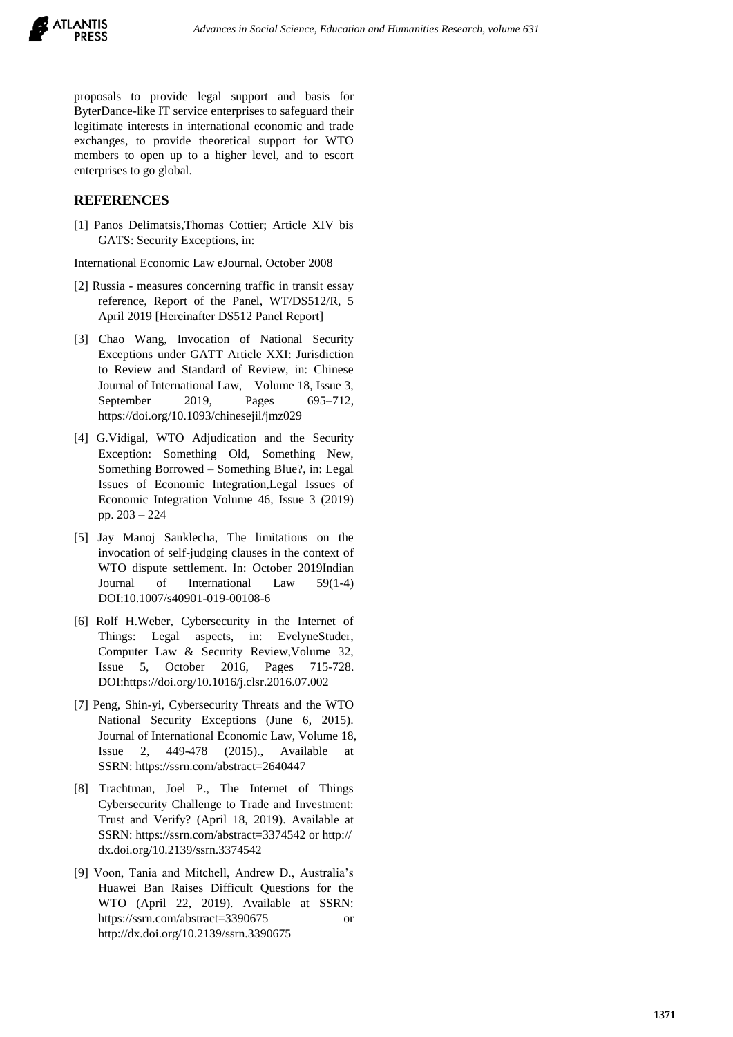proposals to provide legal support and basis for ByterDance-like IT service enterprises to safeguard their legitimate interests in international economic and trade exchanges, to provide theoretical support for WTO members to open up to a higher level, and to escort enterprises to go global.

## REFERENCES

[1] Panos Delimatsis,Thomas Cottier; Article XIV bis GATS: Security Exceptions, in:

International Economic Law eJournal. October 2008

[2] Russia - measures concerning traffic in transit essay reference, Report of the Panel, WT/DS512/R, 5 April 2019 [Hereinafter DS512 Panel Report]

[3] Chao Wang, Invocation of National Security Exceptions under GATT Article XXI: Jurisdiction to Review and Standard of Review, in: Chinese Journal of International Law, Volume 18, Issue 3, September 2019, Pages 695–712, https://doi.org/10.1093/chinesejil/jmz029

[4] G.Vidigal, WTO Adjudication and the Security Exception: Something Old, Something New, Something Borrowed – Something Blue?, in: Legal Issues of Economic Integration,Legal Issues of Economic Integration Volume 46, Issue 3 (2019) pp. 203 – 224

[5] Jay Manoj Sanklecha, The limitations on the invocation of self-judging clauses in the context of WTO dispute settlement. In: October 2019Indian Journal of International Law 59(1-4) DOI:10.1007/s40901-019-00108-6

[6] Rolf H.Weber, Cybersecurity in the Internet of Things: Legal aspects, in: EvelyneStuder, Computer Law & Security Review,Volume 32, Issue 5, October 2016, Pages 715-728. DOI:https://doi.org/10.1016/j.clsr.2016.07.002

[7] Peng, Shin-yi, Cybersecurity Threats and the WTO National Security Exceptions (June 6, 2015). Journal of International Economic Law, Volume 18, Issue 2, 449-478 (2015)., Available at SSRN: https://ssrn.com/abstract=2640447

[8] Trachtman, Joel P., The Internet of Things Cybersecurity Challenge to Trade and Investment: Trust and Verify? (April 18, 2019). Available at SSRN: https://ssrn.com/abstract=3374542 or http://dx.doi.org/10.2139/ssrn.3374542

[9] Voon, Tania and Mitchell, Andrew D., Australia's Huawei Ban Raises Difficult Questions for the WTO (April 22, 2019). Available at SSRN: https://ssrn.com/abstract=3390675 or http://dx.doi.org/10.2139/ssrn.3390675